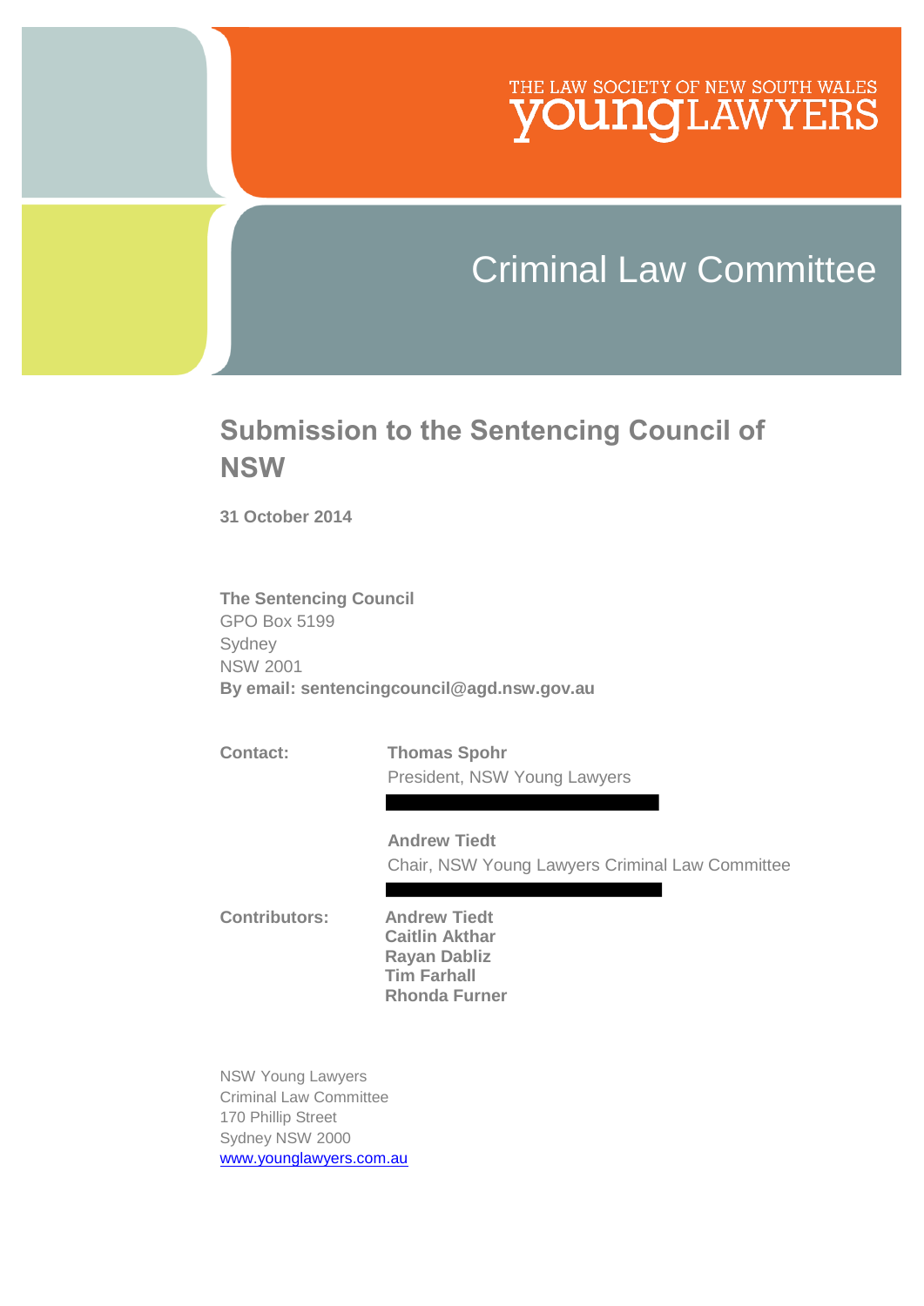THE LAW SOCIETY OF NEW SOUTH WALES
YOUNGLAWYERS

Criminal Law Committee

# Submission to the Sentencing Council of NSW

**31 October 2014**

**The Sentencing Council**
GPO Box 5199
Sydney
NSW 2001
**By email: sentencingcouncil@agd.nsw.gov.au**

**Contact:** **Thomas Spohr**
President, NSW Young Lawyers

**Andrew Tiedt**
Chair, NSW Young Lawyers Criminal Law Committee

**Contributors:**
**Andrew Tiedt**
**Caitlin Akthar**
**Rayan Dabliz**
**Tim Farhall**
**Rhonda Furner**

NSW Young Lawyers
Criminal Law Committee
170 Phillip Street
Sydney NSW 2000
www.younglawyers.com.au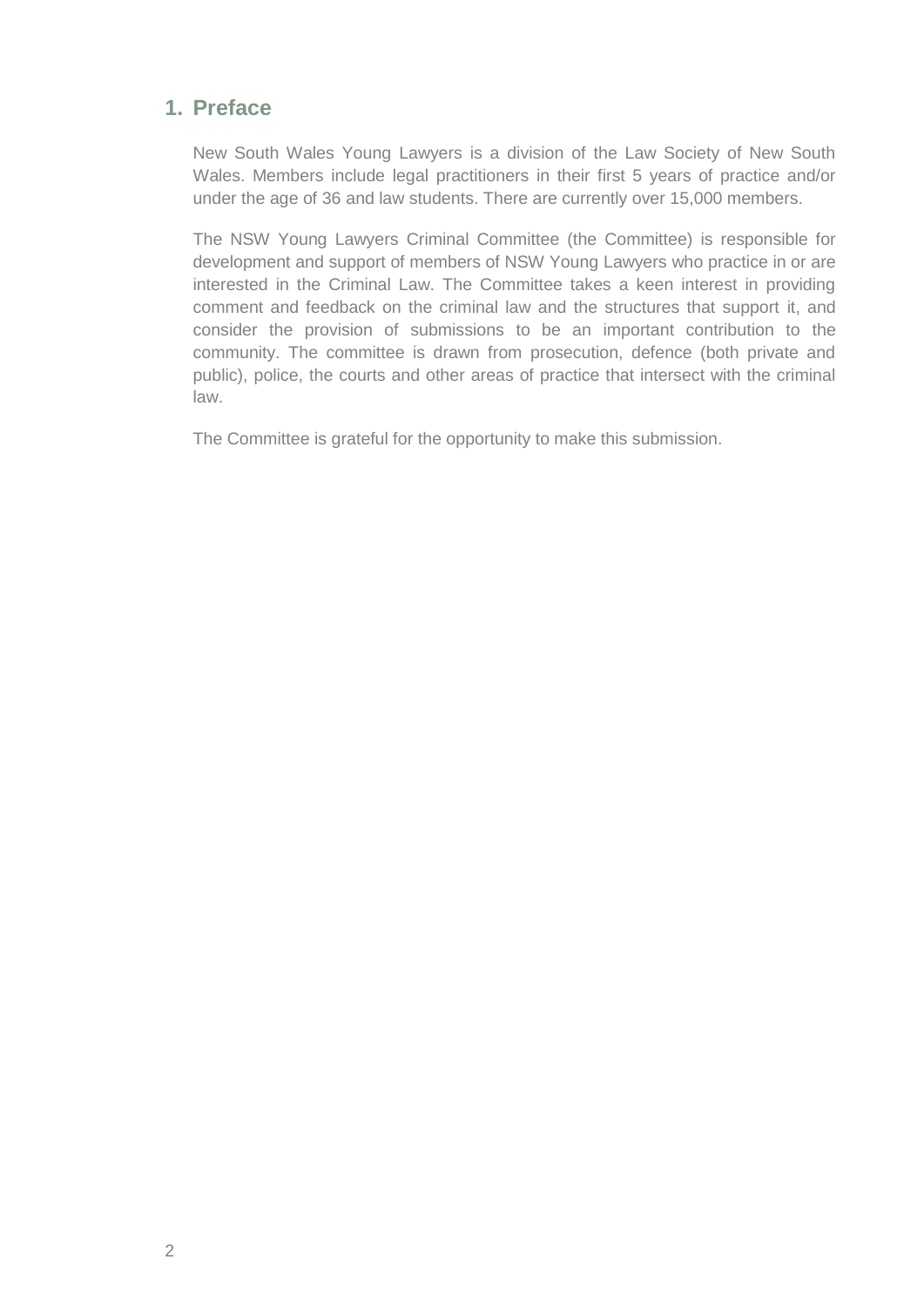## 1. Preface

New South Wales Young Lawyers is a division of the Law Society of New South Wales. Members include legal practitioners in their first 5 years of practice and/or under the age of 36 and law students. There are currently over 15,000 members.

The NSW Young Lawyers Criminal Committee (the Committee) is responsible for development and support of members of NSW Young Lawyers who practice in or are interested in the Criminal Law. The Committee takes a keen interest in providing comment and feedback on the criminal law and the structures that support it, and consider the provision of submissions to be an important contribution to the community. The committee is drawn from prosecution, defence (both private and public), police, the courts and other areas of practice that intersect with the criminal law.

The Committee is grateful for the opportunity to make this submission.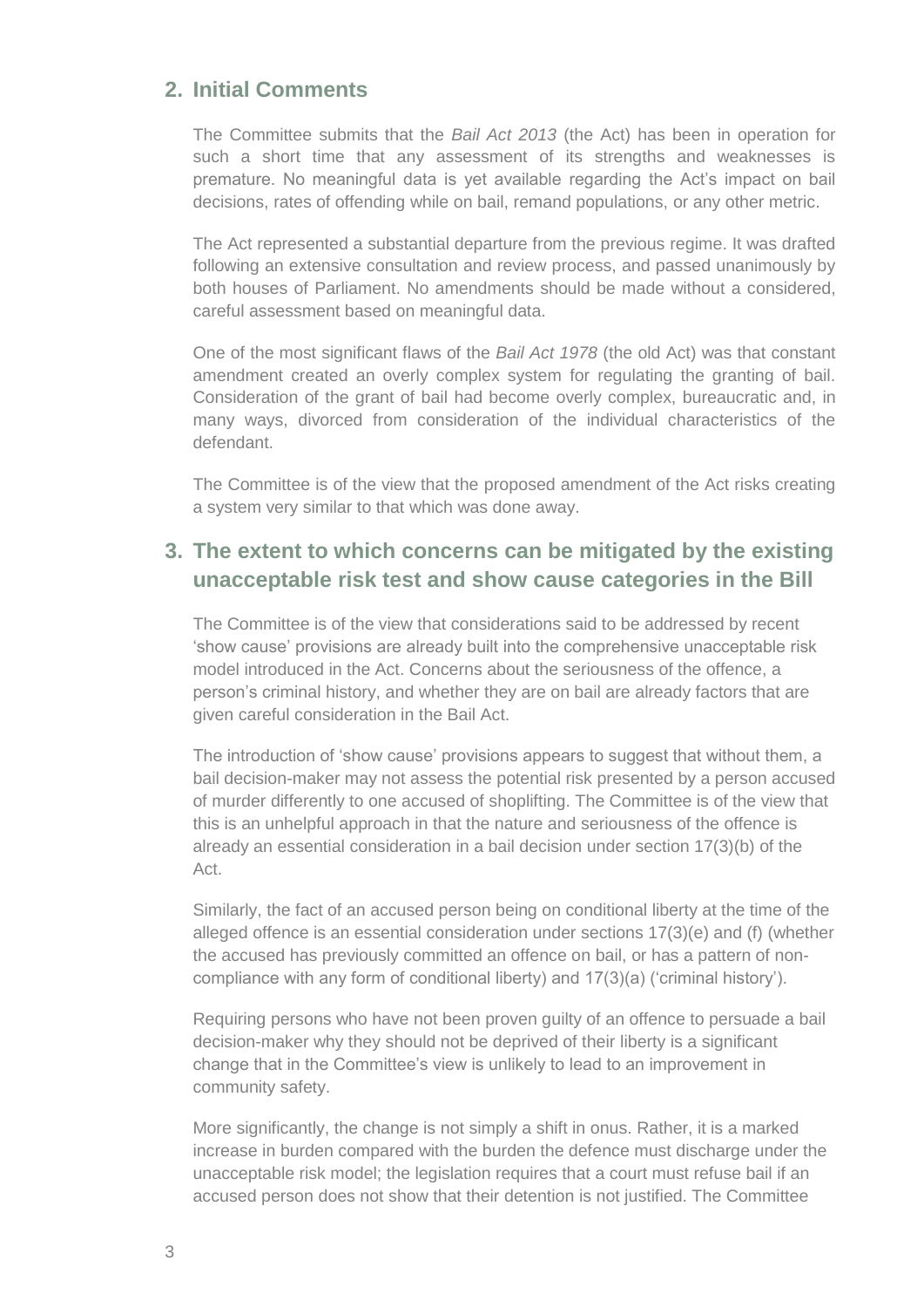## 2. Initial Comments

The Committee submits that the *Bail Act 2013* (the Act) has been in operation for such a short time that any assessment of its strengths and weaknesses is premature. No meaningful data is yet available regarding the Act's impact on bail decisions, rates of offending while on bail, remand populations, or any other metric.

The Act represented a substantial departure from the previous regime. It was drafted following an extensive consultation and review process, and passed unanimously by both houses of Parliament. No amendments should be made without a considered, careful assessment based on meaningful data.

One of the most significant flaws of the *Bail Act 1978* (the old Act) was that constant amendment created an overly complex system for regulating the granting of bail. Consideration of the grant of bail had become overly complex, bureaucratic and, in many ways, divorced from consideration of the individual characteristics of the defendant.

The Committee is of the view that the proposed amendment of the Act risks creating a system very similar to that which was done away.

## 3. The extent to which concerns can be mitigated by the existing unacceptable risk test and show cause categories in the Bill

The Committee is of the view that considerations said to be addressed by recent 'show cause' provisions are already built into the comprehensive unacceptable risk model introduced in the Act. Concerns about the seriousness of the offence, a person's criminal history, and whether they are on bail are already factors that are given careful consideration in the Bail Act.

The introduction of 'show cause' provisions appears to suggest that without them, a bail decision-maker may not assess the potential risk presented by a person accused of murder differently to one accused of shoplifting. The Committee is of the view that this is an unhelpful approach in that the nature and seriousness of the offence is already an essential consideration in a bail decision under section 17(3)(b) of the Act.

Similarly, the fact of an accused person being on conditional liberty at the time of the alleged offence is an essential consideration under sections 17(3)(e) and (f) (whether the accused has previously committed an offence on bail, or has a pattern of non-compliance with any form of conditional liberty) and 17(3)(a) ('criminal history').

Requiring persons who have not been proven guilty of an offence to persuade a bail decision-maker why they should not be deprived of their liberty is a significant change that in the Committee's view is unlikely to lead to an improvement in community safety.

More significantly, the change is not simply a shift in onus. Rather, it is a marked increase in burden compared with the burden the defence must discharge under the unacceptable risk model; the legislation requires that a court must refuse bail if an accused person does not show that their detention is not justified. The Committee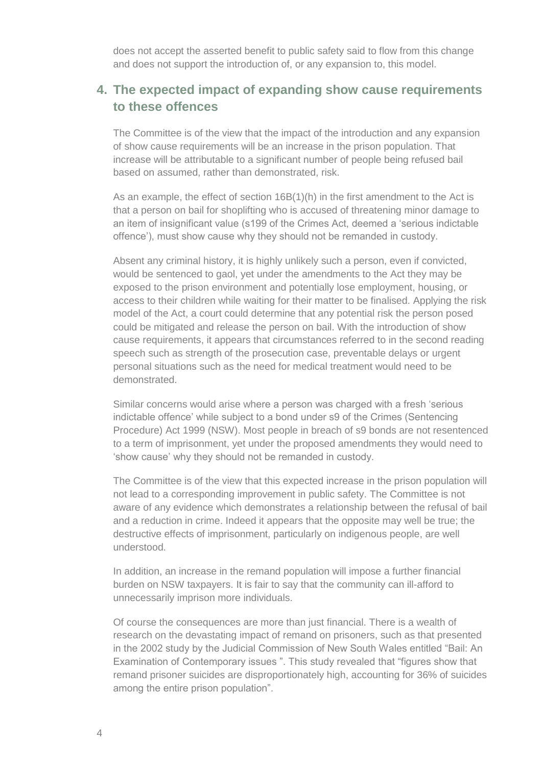does not accept the asserted benefit to public safety said to flow from this change and does not support the introduction of, or any expansion to, this model.

## 4. The expected impact of expanding show cause requirements to these offences

The Committee is of the view that the impact of the introduction and any expansion of show cause requirements will be an increase in the prison population. That increase will be attributable to a significant number of people being refused bail based on assumed, rather than demonstrated, risk.

As an example, the effect of section 16B(1)(h) in the first amendment to the Act is that a person on bail for shoplifting who is accused of threatening minor damage to an item of insignificant value (s199 of the Crimes Act, deemed a 'serious indictable offence'), must show cause why they should not be remanded in custody.

Absent any criminal history, it is highly unlikely such a person, even if convicted, would be sentenced to gaol, yet under the amendments to the Act they may be exposed to the prison environment and potentially lose employment, housing, or access to their children while waiting for their matter to be finalised. Applying the risk model of the Act, a court could determine that any potential risk the person posed could be mitigated and release the person on bail. With the introduction of show cause requirements, it appears that circumstances referred to in the second reading speech such as strength of the prosecution case, preventable delays or urgent personal situations such as the need for medical treatment would need to be demonstrated.

Similar concerns would arise where a person was charged with a fresh 'serious indictable offence' while subject to a bond under s9 of the Crimes (Sentencing Procedure) Act 1999 (NSW). Most people in breach of s9 bonds are not resentenced to a term of imprisonment, yet under the proposed amendments they would need to 'show cause' why they should not be remanded in custody.

The Committee is of the view that this expected increase in the prison population will not lead to a corresponding improvement in public safety. The Committee is not aware of any evidence which demonstrates a relationship between the refusal of bail and a reduction in crime. Indeed it appears that the opposite may well be true; the destructive effects of imprisonment, particularly on indigenous people, are well understood.

In addition, an increase in the remand population will impose a further financial burden on NSW taxpayers. It is fair to say that the community can ill-afford to unnecessarily imprison more individuals.

Of course the consequences are more than just financial. There is a wealth of research on the devastating impact of remand on prisoners, such as that presented in the 2002 study by the Judicial Commission of New South Wales entitled "Bail: An Examination of Contemporary issues ". This study revealed that "figures show that remand prisoner suicides are disproportionately high, accounting for 36% of suicides among the entire prison population".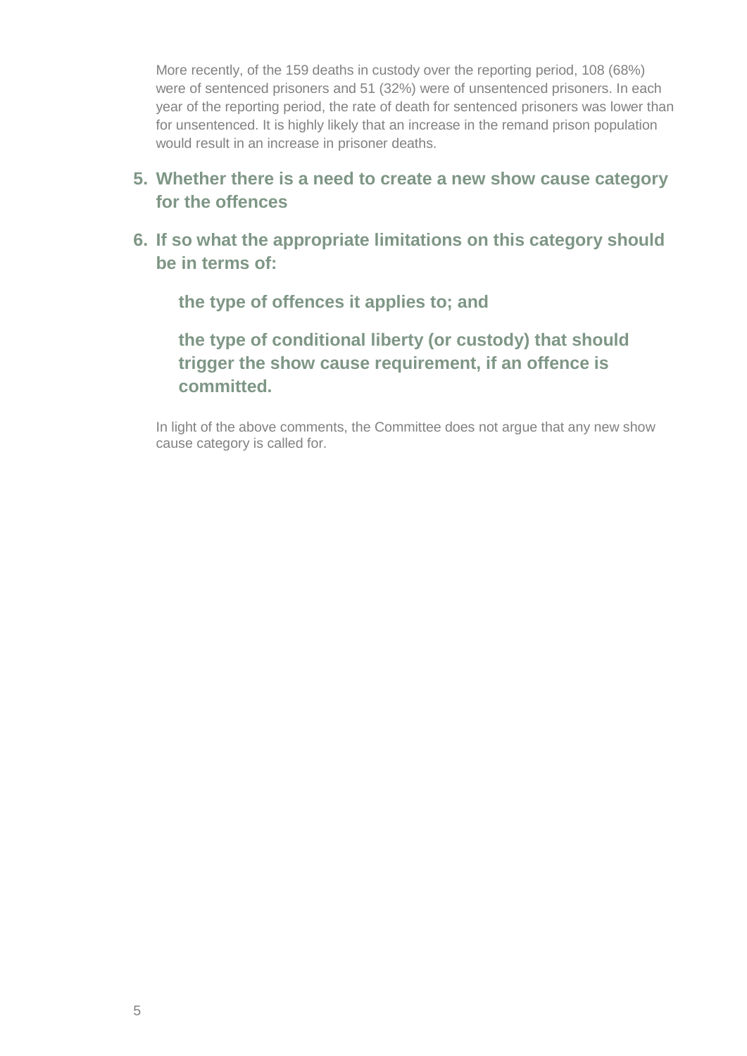More recently, of the 159 deaths in custody over the reporting period, 108 (68%) were of sentenced prisoners and 51 (32%) were of unsentenced prisoners. In each year of the reporting period, the rate of death for sentenced prisoners was lower than for unsentenced. It is highly likely that an increase in the remand prison population would result in an increase in prisoner deaths.

## 5. Whether there is a need to create a new show cause category for the offences

## 6. If so what the appropriate limitations on this category should be in terms of:

**the type of offences it applies to; and**

**the type of conditional liberty (or custody) that should trigger the show cause requirement, if an offence is committed.**

In light of the above comments, the Committee does not argue that any new show cause category is called for.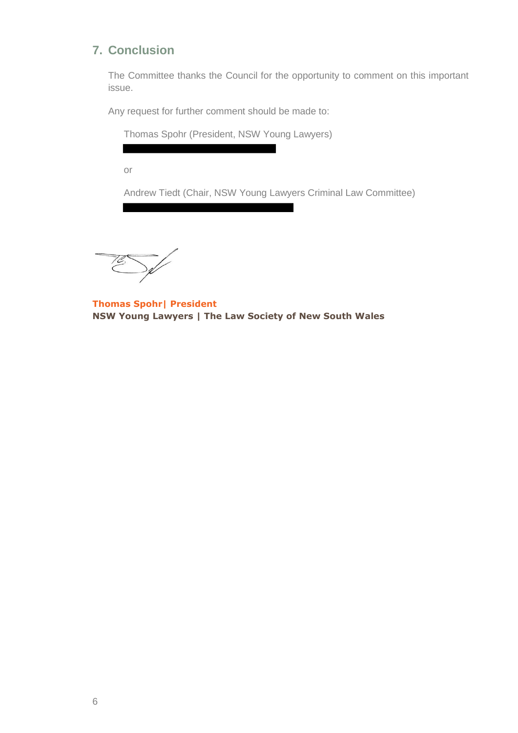## 7. Conclusion

The Committee thanks the Council for the opportunity to comment on this important issue.

Any request for further comment should be made to:

Thomas Spohr (President, NSW Young Lawyers)

or

Andrew Tiedt (Chair, NSW Young Lawyers Criminal Law Committee)

**Thomas Spohr| President**
**NSW Young Lawyers | The Law Society of New South Wales**